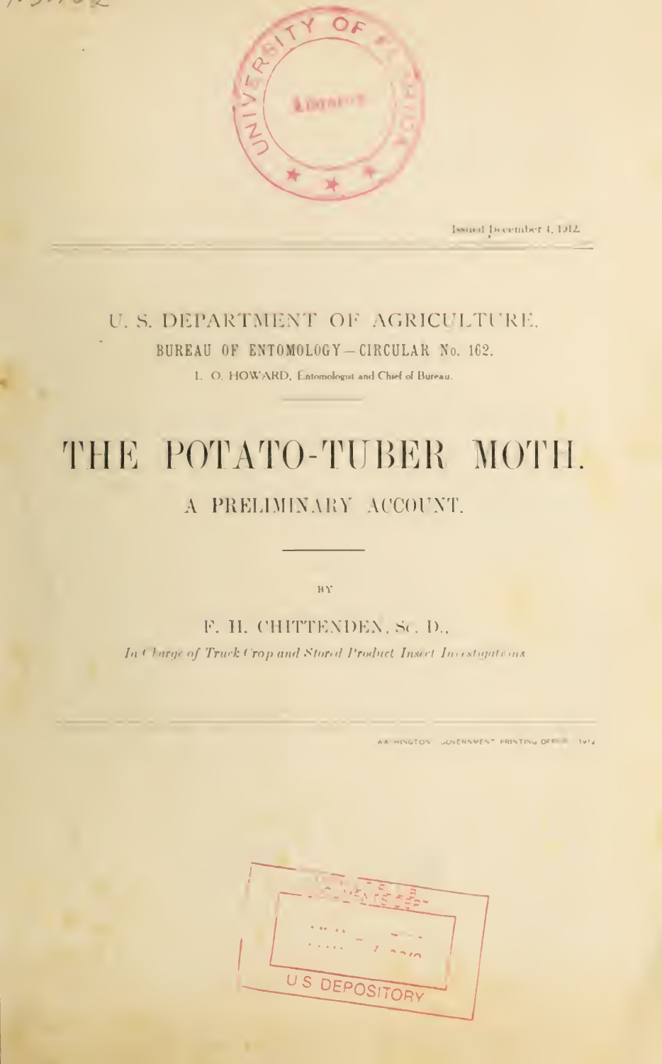Issued December 4, 1912.

U. S. DEPARTMENT OF AGRICULTURE.

BUREAU OF ENTOMOLOGY—CIRCULAR No. 162.

L. O. HOWARD, Entomologist and Chief of Bureau.

# THE POTATO-TUBER MOTH.

## A PRELIMINARY ACCOUNT.

BY

F. H. CHITTENDEN, Sc. D.,

*In Charge of Truck Crop and Stored Product Insect Investigations.*

WASHINGTON : GOVERNMENT PRINTING OFFICE : 1912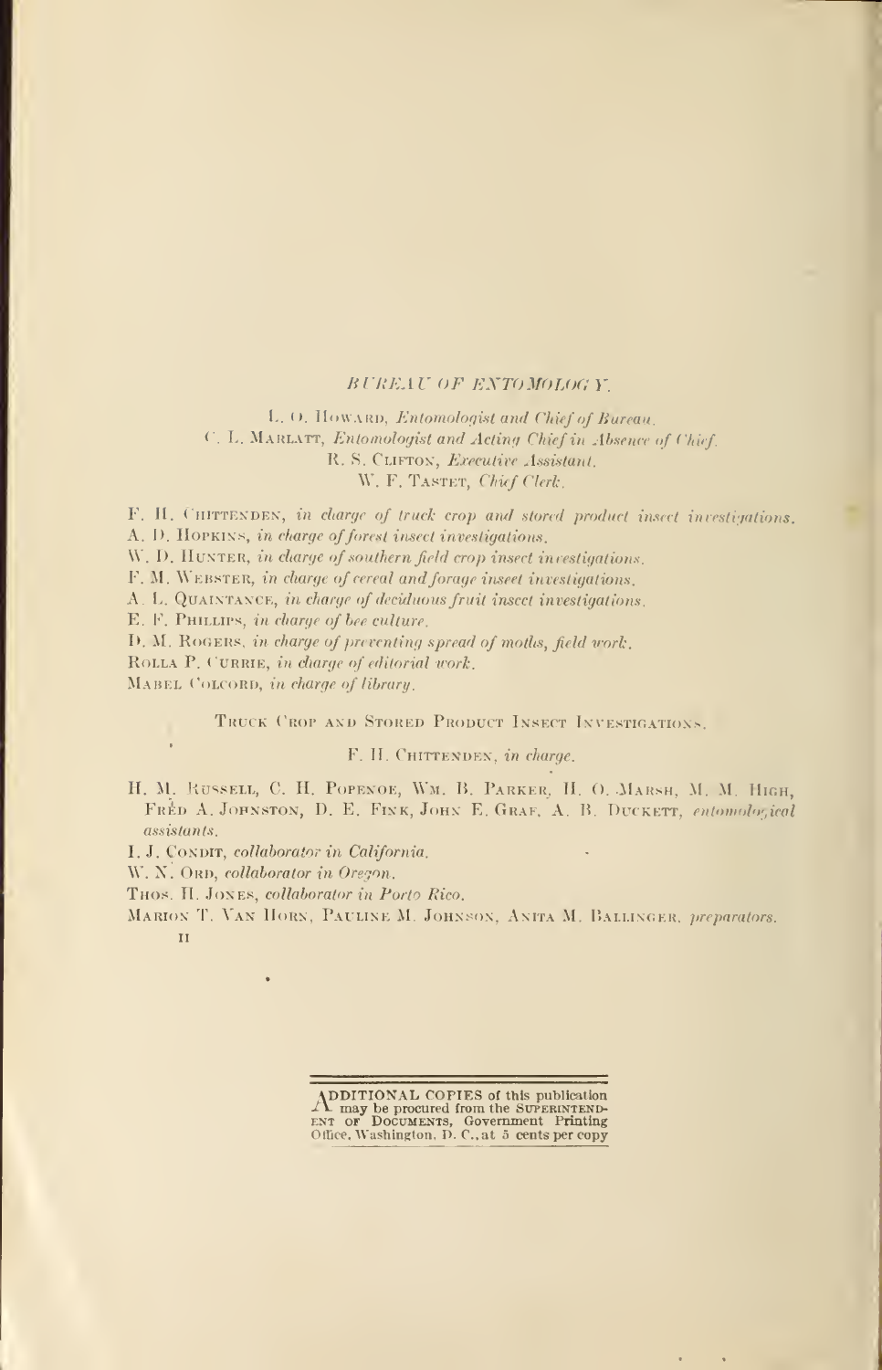## BUREAU OF ENTOMOLOGY.

L. O. Howard, *Entomologist and Chief of Bureau.*  
C. L. Marlatt, *Entomologist and Acting Chief in Absence of Chief.*  
R. S. Clifton, *Executive Assistant.*  
W. F. Tastet, *Chief Clerk.*

F. H. Chittenden, *in charge of truck crop and stored product insect investigations.*  
A. D. Hopkins, *in charge of forest insect investigations.*  
W. D. Hunter, *in charge of southern field crop insect investigations.*  
F. M. Webster, *in charge of cereal and forage insect investigations.*  
A. L. Quaintance, *in charge of deciduous fruit insect investigations.*  
E. F. Phillips, *in charge of bee culture.*  
D. M. Rogers, *in charge of preventing spread of moths, field work.*  
Rolla P. Currie, *in charge of editorial work.*  
Mabel Colcord, *in charge of library.*

### Truck Crop and Stored Product Insect Investigations.

F. H. Chittenden, *in charge.*

H. M. Russell, C. H. Popenoe, Wm. B. Parker, H. O. Marsh, M. M. High, Fred A. Johnston, D. E. Fink, John E. Graf, A. B. Duckett, *entomological assistants.*  
I. J. Condit, *collaborator in California.*  
W. N. Ord, *collaborator in Oregon.*  
Thos. H. Jones, *collaborator in Porto Rico.*  
Marion T. Van Horn, Pauline M. Johnson, Anita M. Ballinger, *preparators.*

ADDITIONAL COPIES of this publication may be procured from the Superintendent of Documents, Government Printing Office, Washington, D. C., at 5 cents per copy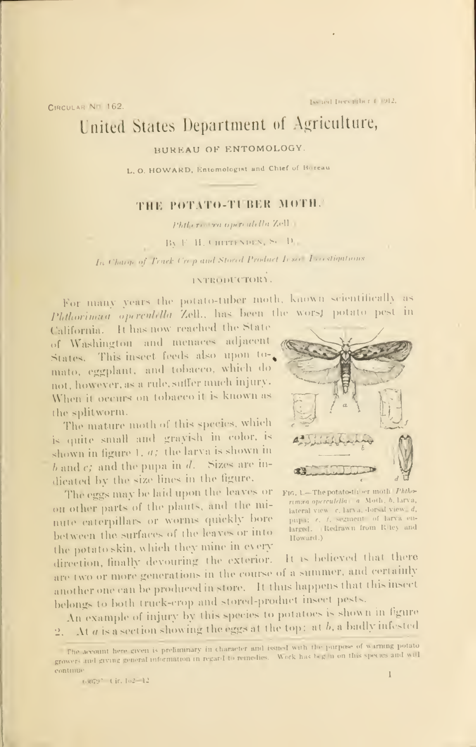Circular No. 162. Issued December 4, 1912.

# United States Department of Agriculture,

## BUREAU OF ENTOMOLOGY.

L. O. HOWARD, Entomologist and Chief of Bureau.

## THE POTATO-TUBER MOTH.

(*Phthorimaea operculella* Zell.)

By F. H. Chittenden, Sc. D.,

*In Charge of Truck Crop and Stored Product Insect Investigations.*

### INTRODUCTORY.

For many years the potato-tuber moth, known scientifically as *Phthorimaea operculella* Zell., has been the worst potato pest in California. It has now reached the State of Washington and menaces adjacent States. This insect feeds also upon tomato, eggplant, and tobacco, which do not, however, as a rule, suffer much injury. When it occurs on tobacco it is known as the splitworm.

The mature moth of this species, which is quite small and grayish in color, is shown in figure 1, *a*; the larva is shown in *b* and *c*; and the pupa in *d*. Sizes are indicated by the size lines in the figure.

Fig. 1.—The potato-tuber moth (*Phthorimaea operculella*): *a*, Moth; *b*, larva, lateral view; *c*, larva, dorsal view; *d*, pupa; *e*, *f*, segment of larva enlarged. (Redrawn from Riley and Howard.)

The eggs may be laid upon the leaves or on other parts of the plants, and the minute caterpillars or worms quickly bore between the surfaces of the leaves or into the potato skin, which they mine in every direction, finally devouring the exterior. It is believed that there are two or more generations in the course of a summer, and certainly another one can be produced in store. It thus happens that this insect belongs to both truck-crop and stored-product insect pests.

An example of injury by this species to potatoes is shown in figure 2. At *a* is a section showing the eggs at the top; at *b*, a badly infested

The account here given is preliminary in character and issued with the purpose of warning potato growers and giving general information in regard to remedies. Work has begun on this species and will continue.

68797°—Cir. 162—12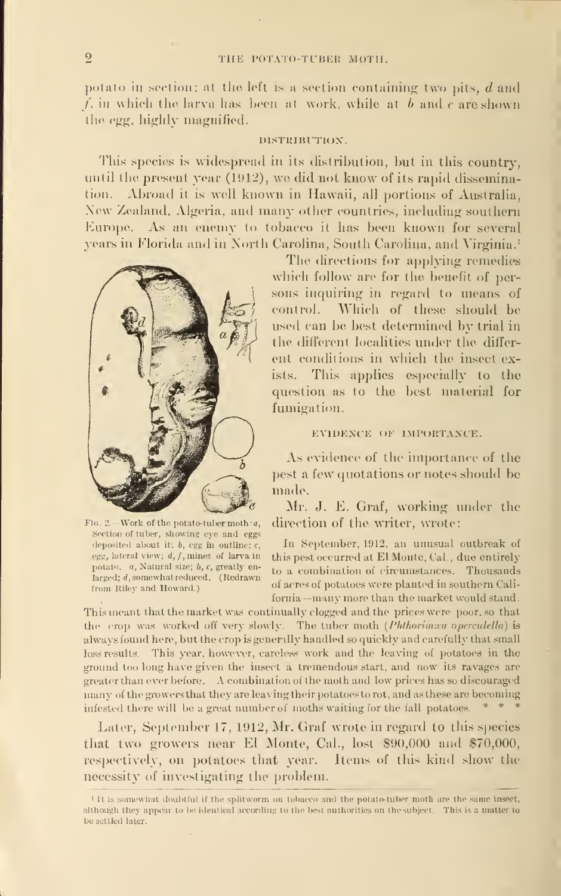potato in section; at the left is a section containing two pits, *d* and *f*, in which the larva has been at work, while at *b* and *c* are shown the egg, highly magnified.

## DISTRIBUTION.

This species is widespread in its distribution, but in this country, until the present year (1912), we did not know of its rapid dissemination. Abroad it is well known in Hawaii, all portions of Australia, New Zealand, Algeria, and many other countries, including southern Europe. As an enemy to tobacco it has been known for several years in Florida and in North Carolina, South Carolina, and Virginia.[1]

Fig. 2.—Work of the potato-tuber moth: *a*, Section of tuber, showing eye and eggs deposited about it; *b*, egg in outline; *c*, egg, lateral view; *d*, *f*, mines of larva in potato. *a*, Natural size; *b*, *c*, greatly enlarged; *d*, somewhat reduced. (Redrawn from Riley and Howard.)

The directions for applying remedies which follow are for the benefit of persons inquiring in regard to means of control. Which of these should be used can be best determined by trial in the different localities under the different conditions in which the insect exists. This applies especially to the question as to the best material for fumigation.

## EVIDENCE OF IMPORTANCE.

As evidence of the importance of the pest a few quotations or notes should be made.

Mr. J. E. Graf, working under the direction of the writer, wrote:

> In September, 1912, an unusual outbreak of this pest occurred at El Monte, Cal., due entirely to a combination of circumstances. Thousands of acres of potatoes were planted in southern California—many more than the market would stand. This meant that the market was continually clogged and the prices were poor, so that the crop was worked off very slowly. The tuber moth (*Phthorimæa operculella*) is always found here, but the crop is generally handled so quickly and carefully that small loss results. This year, however, careless work and the leaving of potatoes in the ground too long have given the insect a tremendous start, and now its ravages are greater than ever before. A combination of the moth and low prices has so discouraged many of the growers that they are leaving their potatoes to rot, and as these are becoming infested there will be a great number of moths waiting for the fall potatoes. * * *

Later, September 17, 1912, Mr. Graf wrote in regard to this species that two growers near El Monte, Cal., lost $90,000 and $70,000, respectively, on potatoes that year. Items of this kind show the necessity of investigating the problem.

[1] It is somewhat doubtful if the splitworm on tobacco and the potato-tuber moth are the same insect, although they appear to be identical according to the best authorities on the subject. This is a matter to be settled later.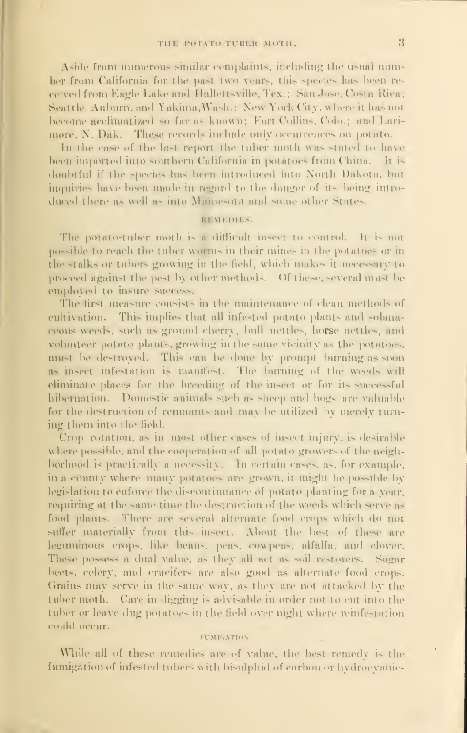Aside from numerous similar complaints, including the usual number from California for the past two years, this species has been received from Eagle Lake and Hallettsville, Tex.; San Jose, Costa Rica; Seattle, Auburn, and Yakima, Wash.; New York City, where it has not become acclimatized so far as known; Fort Collins, Colo.; and Larimore, N. Dak. These records include only occurrences on potato.

In the case of the last report the tuber moth was stated to have been imported into southern California in potatoes from China. It is doubtful if the species has been introduced into North Dakota, but inquiries have been made in regard to the danger of its being introduced there as well as into Minnesota and some other States.

## REMEDIES.

The potato-tuber moth is a difficult insect to control. It is not possible to reach the tuber worms in their mines in the potatoes or in the stalks or tubers growing in the field, which makes it necessary to proceed against the pest by other methods. Of these, several must be employed to insure success.

The first measure consists in the maintenance of clean methods of cultivation. This implies that all infested potato plants and solanaceous weeds, such as ground cherry, bull nettles, horse nettles, and volunteer potato plants, growing in the same vicinity as the potatoes, must be destroyed. This can be done by prompt burning as soon as insect infestation is manifest. The burning of the weeds will eliminate places for the breeding of the insect or for its successful hibernation. Domestic animals such as sheep and hogs are valuable for the destruction of remnants and may be utilized by merely turning them into the field.

Crop rotation, as in most other cases of insect injury, is desirable where possible, and the cooperation of all potato growers of the neighborhood is practically a necessity. In certain cases, as, for example, in a county where many potatoes are grown, it might be possible by legislation to enforce the discontinuance of potato planting for a year, requiring at the same time the destruction of the weeds which serve as food plants. There are several alternate food crops which do not suffer materially from this insect. About the best of these are leguminous crops, like beans, peas, cowpeas, alfalfa, and clover. These possess a dual value, as they all act as soil restorers. Sugar beets, celery, and crucifers are also good as alternate food crops. Grains may serve in the same way, as they are not attacked by the tuber moth. Care in digging is advisable in order not to cut into the tuber or leave dug potatoes in the field over night where reinfestation could occur.

### FUMIGATION.

While all of these remedies are of value, the best remedy is the fumigation of infested tubers with bisulphid of carbon or hydrocyanic-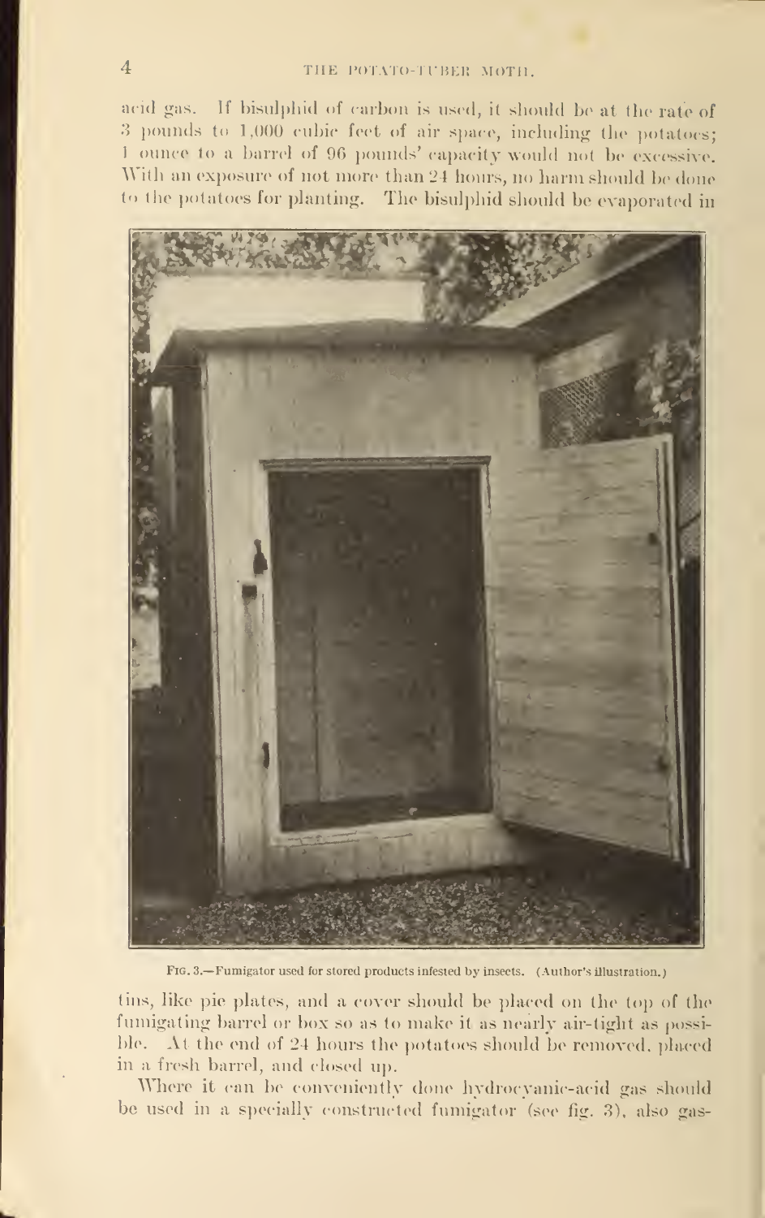acid gas. If bisulphid of carbon is used, it should be at the rate of 3 pounds to 1,000 cubic feet of air space, including the potatoes; 1 ounce to a barrel of 96 pounds' capacity would not be excessive. With an exposure of not more than 24 hours, no harm should be done to the potatoes for planting. The bisulphid should be evaporated in

Fig. 3.—Fumigator used for stored products infested by insects. (Author's illustration.)

tins, like pie plates, and a cover should be placed on the top of the fumigating barrel or box so as to make it as nearly air-tight as possible. At the end of 24 hours the potatoes should be removed, placed in a fresh barrel, and closed up.

Where it can be conveniently done hydrocyanic-acid gas should be used in a specially constructed fumigator (see fig. 3), also gas-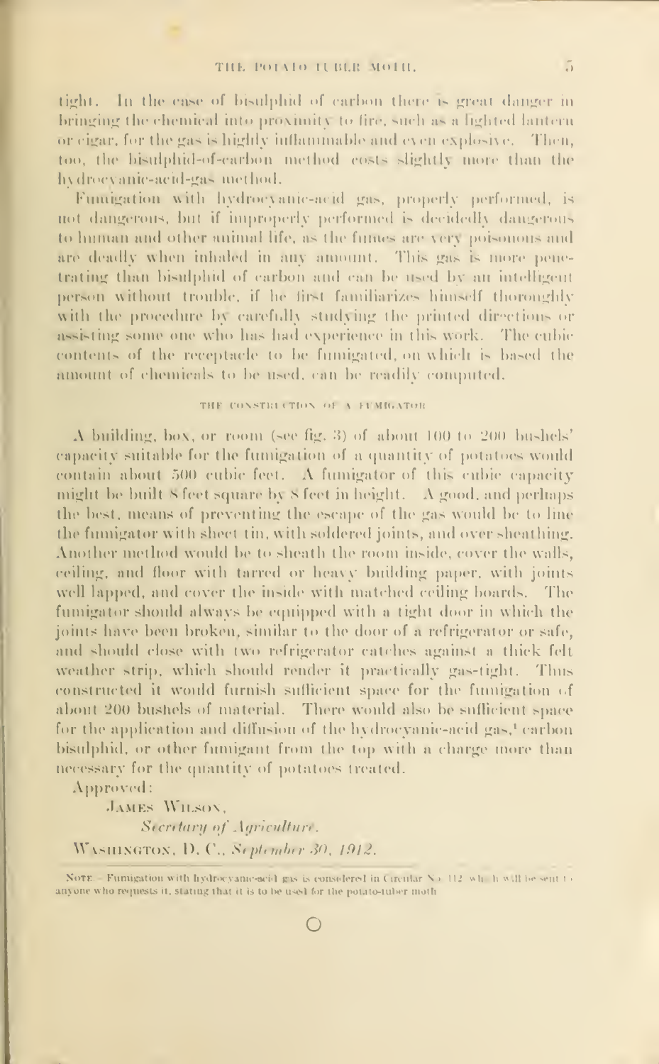tight. In the case of bisulphid of carbon there is great danger in bringing the chemical into proximity to fire, such as a lighted lantern or cigar, for the gas is highly inflammable and even explosive. Then, too, the bisulphid-of-carbon method costs slightly more than the hydrocyanic-acid-gas method.

Fumigation with hydrocyanic-acid gas, properly performed, is not dangerous, but if improperly performed is decidedly dangerous to human and other animal life, as the fumes are very poisonous and are deadly when inhaled in any amount. This gas is more penetrating than bisulphid of carbon and can be used by an intelligent person without trouble, if he first familiarizes himself thoroughly with the procedure by carefully studying the printed directions or assisting some one who has had experience in this work. The cubic contents of the receptacle to be fumigated, on which is based the amount of chemicals to be used, can be readily computed.

## THE CONSTRUCTION OF A FUMIGATOR

A building, box, or room (see fig. 3) of about 100 to 200 bushels' capacity suitable for the fumigation of a quantity of potatoes would contain about 500 cubic feet. A fumigator of this cubic capacity might be built 8 feet square by 8 feet in height. A good, and perhaps the best, means of preventing the escape of the gas would be to line the fumigator with sheet tin, with soldered joints, and over sheathing. Another method would be to sheath the room inside, cover the walls, ceiling, and floor with tarred or heavy building paper, with joints well lapped, and cover the inside with matched ceiling boards. The fumigator should always be equipped with a tight door in which the joints have been broken, similar to the door of a refrigerator or safe, and should close with two refrigerator catches against a thick felt weather strip, which should render it practically gas-tight. Thus constructed it would furnish sufficient space for the fumigation of about 200 bushels of material. There would also be sufficient space for the application and diffusion of the hydrocyanic-acid gas,[1] carbon bisulphid, or other fumigant from the top with a charge more than necessary for the quantity of potatoes treated.

Approved:

James Wilson,
*Secretary of Agriculture.*

Washington, D. C., *September 30, 1912.*

---

Note.—Fumigation with hydrocyanic-acid gas is considered in Circular No. 112, which will be sent to anyone who requests it, stating that it is to be used for the potato-tuber moth.